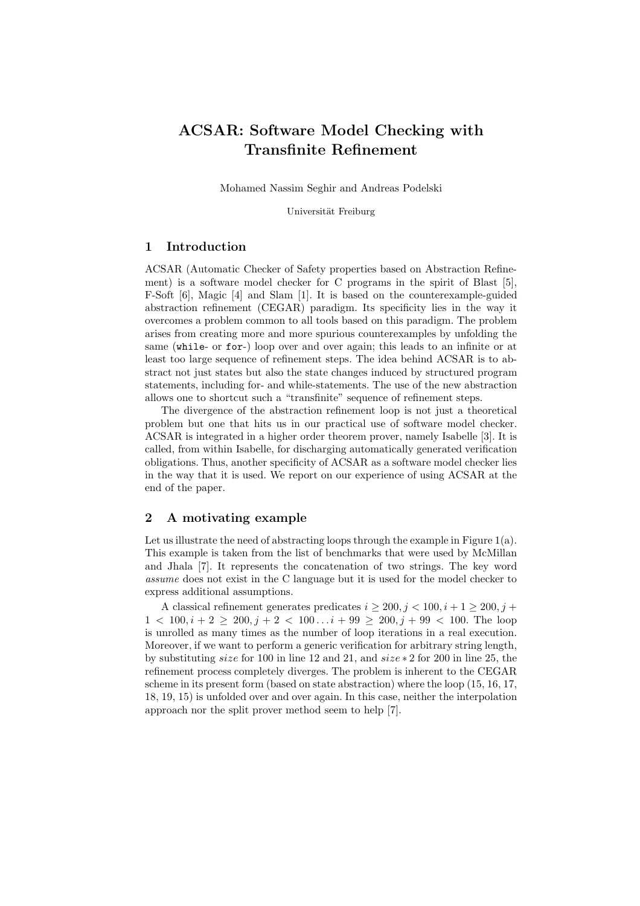# ACSAR: Software Model Checking with Transfinite Refinement

Mohamed Nassim Seghir and Andreas Podelski

Universität Freiburg

## 1 Introduction

ACSAR (Automatic Checker of Safety properties based on Abstraction Refinement) is a software model checker for C programs in the spirit of Blast [5], F-Soft [6], Magic [4] and Slam [1]. It is based on the counterexample-guided abstraction refinement (CEGAR) paradigm. Its specificity lies in the way it overcomes a problem common to all tools based on this paradigm. The problem arises from creating more and more spurious counterexamples by unfolding the same (`while`- or `for`-) loop over and over again; this leads to an infinite or at least too large sequence of refinement steps. The idea behind ACSAR is to abstract not just states but also the state changes induced by structured program statements, including for- and while-statements. The use of the new abstraction allows one to shortcut such a "transfinite" sequence of refinement steps.

The divergence of the abstraction refinement loop is not just a theoretical problem but one that hits us in our practical use of software model checker. ACSAR is integrated in a higher order theorem prover, namely Isabelle [3]. It is called, from within Isabelle, for discharging automatically generated verification obligations. Thus, another specificity of ACSAR as a software model checker lies in the way that it is used. We report on our experience of using ACSAR at the end of the paper.

## 2 A motivating example

Let us illustrate the need of abstracting loops through the example in Figure 1(a). This example is taken from the list of benchmarks that were used by McMillan and Jhala [7]. It represents the concatenation of two strings. The key word *assume* does not exist in the C language but it is used for the model checker to express additional assumptions.

A classical refinement generates predicates $i \geq 200, j < 100, i+1 \geq 200, j+1 < 100, i+2 \geq 200, j+2 < 100 \ldots i+99 \geq 200, j+99 < 100$. The loop is unrolled as many times as the number of loop iterations in a real execution. Moreover, if we want to perform a generic verification for arbitrary string length, by substituting *size* for 100 in line 12 and 21, and $size * 2$ for 200 in line 25, the refinement process completely diverges. The problem is inherent to the CEGAR scheme in its present form (based on state abstraction) where the loop (15, 16, 17, 18, 19, 15) is unfolded over and over again. In this case, neither the interpolation approach nor the split prover method seem to help [7].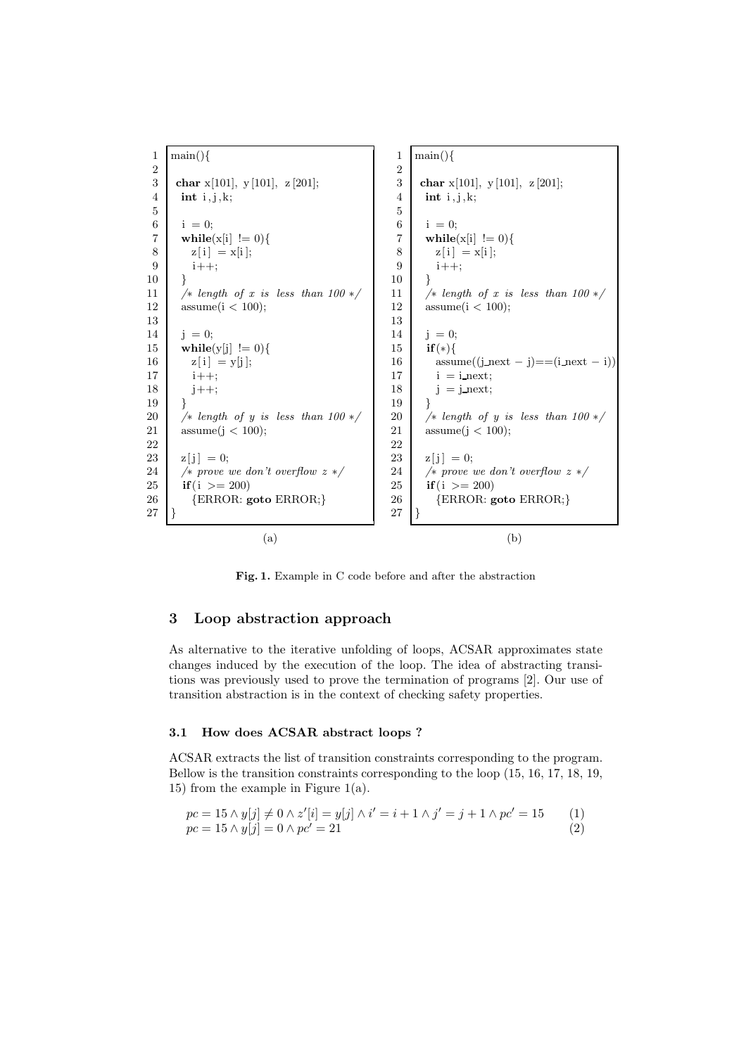```
 1  main(){
 2
 3   char x[101], y[101], z[201];
 4   int i,j,k;
 5
 6   i = 0;
 7   while(x[i] != 0){
 8     z[i] = x[i];
 9     i++;
10   }
11   /* length of x is less than 100 */
12   assume(i < 100);
13
14   j = 0;
15   while(y[j] != 0){
16     z[i] = y[j];
17     i++;
18     j++;
19   }
20   /* length of y is less than 100 */
21   assume(j < 100);
22
23   z[j] = 0;
24   /* prove we don't overflow z */
25   if(i >= 200)
26     {ERROR: goto ERROR;}
27  }
```

(a)

```
 1  main(){
 2
 3   char x[101], y[101], z[201];
 4   int i,j,k;
 5
 6   i = 0;
 7   while(x[i] != 0){
 8     z[i] = x[i];
 9     i++;
10   }
11   /* length of x is less than 100 */
12   assume(i < 100);
13
14   j = 0;
15   if(*){
16     assume((j_next - j)==(i_next - i))
17     i = i_next;
18     j = j_next;
19   }
20   /* length of y is less than 100 */
21   assume(j < 100);
22
23   z[j] = 0;
24   /* prove we don't overflow z */
25   if(i >= 200)
26     {ERROR: goto ERROR;}
27  }
```

(b)

**Fig. 1.** Example in C code before and after the abstraction

## 3 Loop abstraction approach

As alternative to the iterative unfolding of loops, ACSAR approximates state changes induced by the execution of the loop. The idea of abstracting transitions was previously used to prove the termination of programs [2]. Our use of transition abstraction is in the context of checking safety properties.

### 3.1 How does ACSAR abstract loops ?

ACSAR extracts the list of transition constraints corresponding to the program. Bellow is the transition constraints corresponding to the loop (15, 16, 17, 18, 19, 15) from the example in Figure 1(a).

$$pc = 15 \wedge y[j] \neq 0 \wedge z'[i] = y[j] \wedge i' = i + 1 \wedge j' = j + 1 \wedge pc' = 15 \quad (1)$$

$$pc = 15 \wedge y[j] = 0 \wedge pc' = 21 \quad (2)$$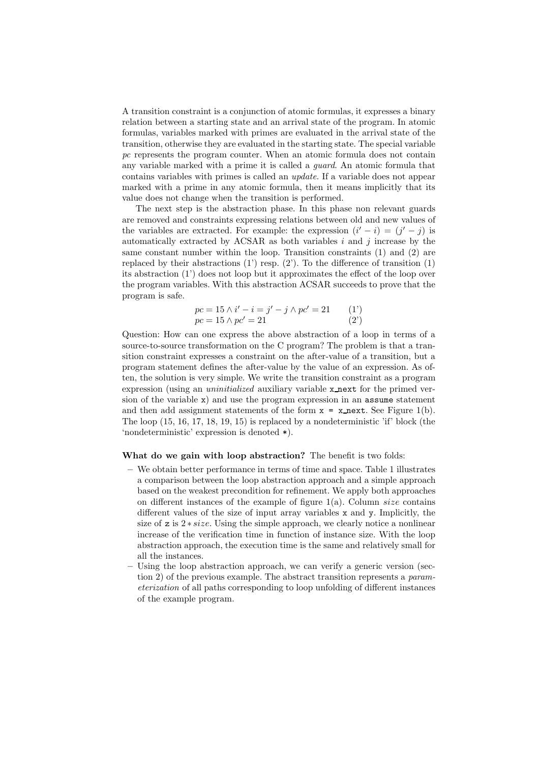A transition constraint is a conjunction of atomic formulas, it expresses a binary relation between a starting state and an arrival state of the program. In atomic formulas, variables marked with primes are evaluated in the arrival state of the transition, otherwise they are evaluated in the starting state. The special variable *pc* represents the program counter. When an atomic formula does not contain any variable marked with a prime it is called a *guard*. An atomic formula that contains variables with primes is called an *update*. If a variable does not appear marked with a prime in any atomic formula, then it means implicitly that its value does not change when the transition is performed.

The next step is the abstraction phase. In this phase non relevant guards are removed and constraints expressing relations between old and new values of the variables are extracted. For example: the expression $(i' - i) = (j' - j)$ is automatically extracted by ACSAR as both variables $i$ and $j$ increase by the same constant number within the loop. Transition constraints (1) and (2) are replaced by their abstractions (1') resp. (2'). To the difference of transition (1) its abstraction (1') does not loop but it approximates the effect of the loop over the program variables. With this abstraction ACSAR succeeds to prove that the program is safe.

$$pc = 15 \wedge i' - i = j' - j \wedge pc' = 21 \qquad (1')$$
$$pc = 15 \wedge pc' = 21 \qquad (2')$$

Question: How can one express the above abstraction of a loop in terms of a source-to-source transformation on the C program? The problem is that a transition constraint expresses a constraint on the after-value of a transition, but a program statement defines the after-value by the value of an expression. As often, the solution is very simple. We write the transition constraint as a program expression (using an *uninitialized* auxiliary variable `x_next` for the primed version of the variable `x`) and use the program expression in an `assume` statement and then add assignment statements of the form `x = x_next`. See Figure 1(b). The loop (15, 16, 17, 18, 19, 15) is replaced by a nondeterministic 'if' block (the 'nondeterministic' expression is denoted `*`).

**What do we gain with loop abstraction?** The benefit is two folds:

- We obtain better performance in terms of time and space. Table 1 illustrates a comparison between the loop abstraction approach and a simple approach based on the weakest precondition for refinement. We apply both approaches on different instances of the example of figure 1(a). Column *size* contains different values of the size of input array variables `x` and `y`. Implicitly, the size of `z` is $2 * size$. Using the simple approach, we clearly notice a nonlinear increase of the verification time in function of instance size. With the loop abstraction approach, the execution time is the same and relatively small for all the instances.
- Using the loop abstraction approach, we can verify a generic version (section 2) of the previous example. The abstract transition represents a *parameterization* of all paths corresponding to loop unfolding of different instances of the example program.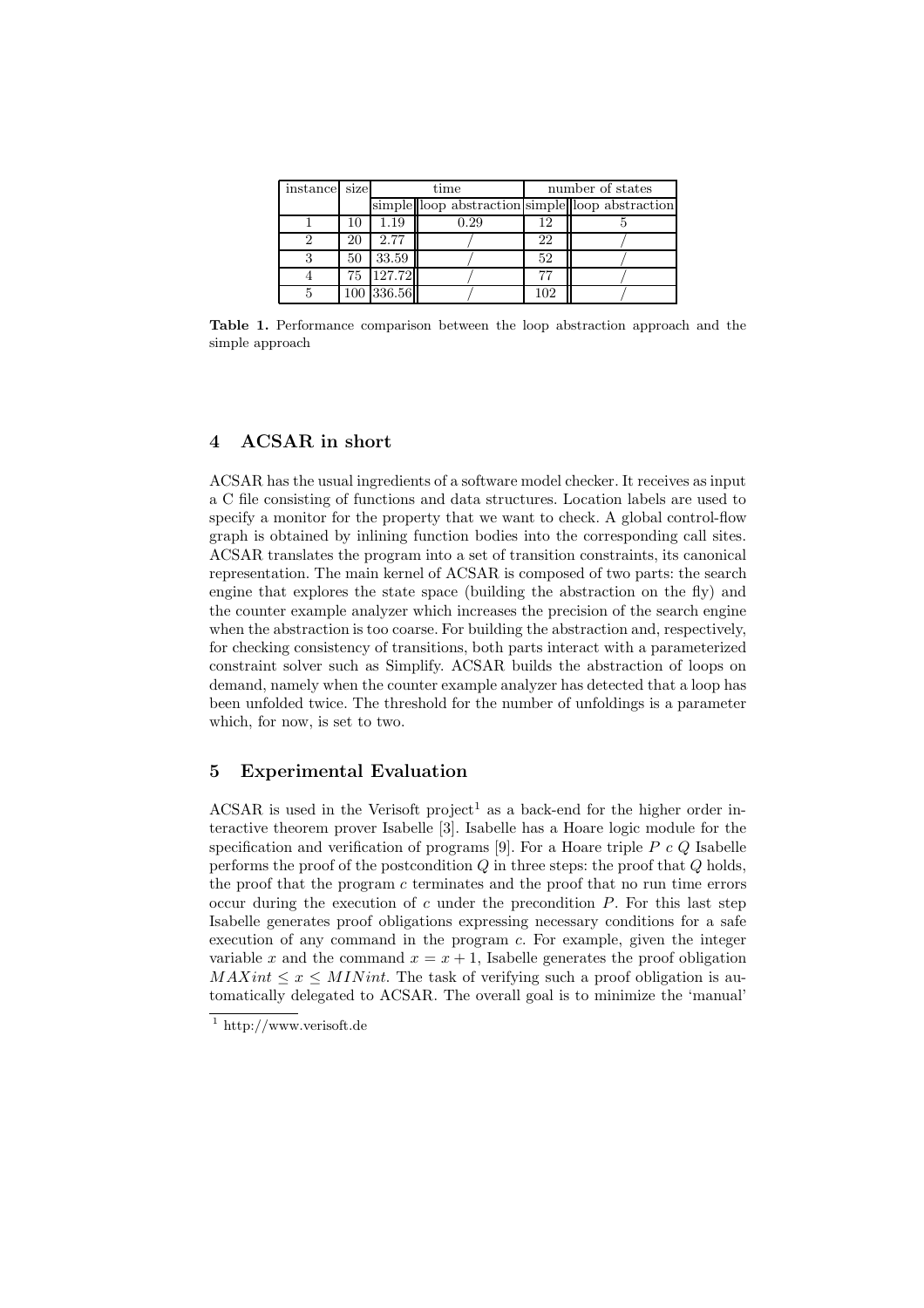| instance | size | time | | number of states | |
|---|---|---|---|---|---|
| | | simple | loop abstraction | simple | loop abstraction |
| 1 | 10 | 1.19 | 0.29 | 12 | 5 |
| 2 | 20 | 2.77 | / | 22 | / |
| 3 | 50 | 33.59 | / | 52 | / |
| 4 | 75 | 127.72 | / | 77 | / |
| 5 | 100 | 336.56 | / | 102 | / |

**Table 1.** Performance comparison between the loop abstraction approach and the simple approach

## 4 ACSAR in short

ACSAR has the usual ingredients of a software model checker. It receives as input a C file consisting of functions and data structures. Location labels are used to specify a monitor for the property that we want to check. A global control-flow graph is obtained by inlining function bodies into the corresponding call sites. ACSAR translates the program into a set of transition constraints, its canonical representation. The main kernel of ACSAR is composed of two parts: the search engine that explores the state space (building the abstraction on the fly) and the counter example analyzer which increases the precision of the search engine when the abstraction is too coarse. For building the abstraction and, respectively, for checking consistency of transitions, both parts interact with a parameterized constraint solver such as Simplify. ACSAR builds the abstraction of loops on demand, namely when the counter example analyzer has detected that a loop has been unfolded twice. The threshold for the number of unfoldings is a parameter which, for now, is set to two.

## 5 Experimental Evaluation

ACSAR is used in the Verisoft project[1] as a back-end for the higher order interactive theorem prover Isabelle [3]. Isabelle has a Hoare logic module for the specification and verification of programs [9]. For a Hoare triple $P\ c\ Q$ Isabelle performs the proof of the postcondition $Q$ in three steps: the proof that $Q$ holds, the proof that the program $c$ terminates and the proof that no run time errors occur during the execution of $c$ under the precondition $P$. For this last step Isabelle generates proof obligations expressing necessary conditions for a safe execution of any command in the program $c$. For example, given the integer variable $x$ and the command $x = x + 1$, Isabelle generates the proof obligation $MAXint \leq x \leq MINint$. The task of verifying such a proof obligation is automatically delegated to ACSAR. The overall goal is to minimize the 'manual'

[1] http://www.verisoft.de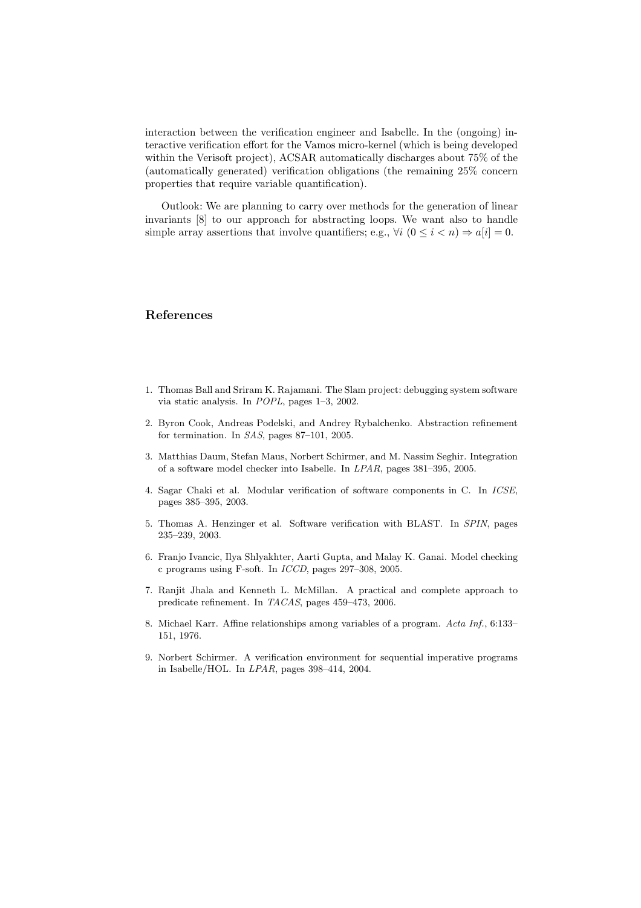interaction between the verification engineer and Isabelle. In the (ongoing) interactive verification effort for the Vamos micro-kernel (which is being developed within the Verisoft project), ACSAR automatically discharges about 75% of the (automatically generated) verification obligations (the remaining 25% concern properties that require variable quantification).

Outlook: We are planning to carry over methods for the generation of linear invariants [8] to our approach for abstracting loops. We want also to handle simple array assertions that involve quantifiers; e.g., $\forall i \ (0 \leq i < n) \Rightarrow a[i] = 0$.

## References

1. Thomas Ball and Sriram K. Rajamani. The Slam project: debugging system software via static analysis. In *POPL*, pages 1–3, 2002.
2. Byron Cook, Andreas Podelski, and Andrey Rybalchenko. Abstraction refinement for termination. In *SAS*, pages 87–101, 2005.
3. Matthias Daum, Stefan Maus, Norbert Schirmer, and M. Nassim Seghir. Integration of a software model checker into Isabelle. In *LPAR*, pages 381–395, 2005.
4. Sagar Chaki et al. Modular verification of software components in C. In *ICSE*, pages 385–395, 2003.
5. Thomas A. Henzinger et al. Software verification with BLAST. In *SPIN*, pages 235–239, 2003.
6. Franjo Ivancic, Ilya Shlyakhter, Aarti Gupta, and Malay K. Ganai. Model checking c programs using F-soft. In *ICCD*, pages 297–308, 2005.
7. Ranjit Jhala and Kenneth L. McMillan. A practical and complete approach to predicate refinement. In *TACAS*, pages 459–473, 2006.
8. Michael Karr. Affine relationships among variables of a program. *Acta Inf.*, 6:133–151, 1976.
9. Norbert Schirmer. A verification environment for sequential imperative programs in Isabelle/HOL. In *LPAR*, pages 398–414, 2004.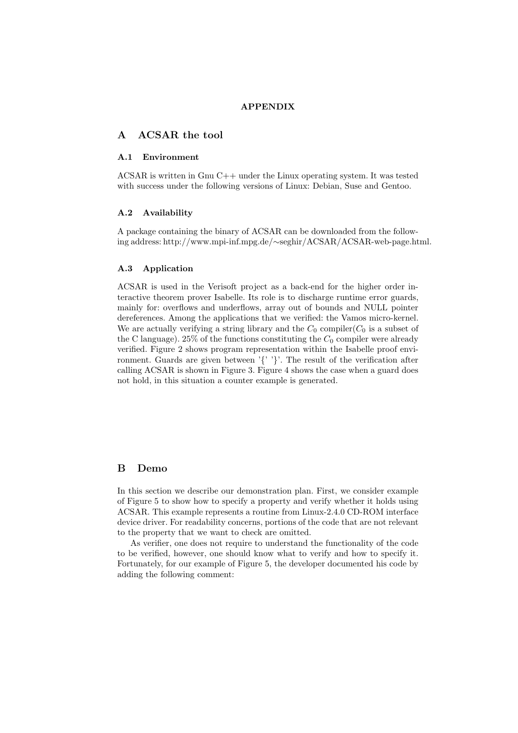**APPENDIX**

## A ACSAR the tool

### A.1 Environment

ACSAR is written in Gnu C++ under the Linux operating system. It was tested with success under the following versions of Linux: Debian, Suse and Gentoo.

### A.2 Availability

A package containing the binary of ACSAR can be downloaded from the following address: http://www.mpi-inf.mpg.de/∼seghir/ACSAR/ACSAR-web-page.html.

### A.3 Application

ACSAR is used in the Verisoft project as a back-end for the higher order interactive theorem prover Isabelle. Its role is to discharge runtime error guards, mainly for: overflows and underflows, array out of bounds and NULL pointer dereferences. Among the applications that we verified: the Vamos micro-kernel. We are actually verifying a string library and the $C_0$ compiler($C_0$ is a subset of the C language). 25% of the functions constituting the $C_0$ compiler were already verified. Figure 2 shows program representation within the Isabelle proof environment. Guards are given between '{' '}'. The result of the verification after calling ACSAR is shown in Figure 3. Figure 4 shows the case when a guard does not hold, in this situation a counter example is generated.

## B Demo

In this section we describe our demonstration plan. First, we consider example of Figure 5 to show how to specify a property and verify whether it holds using ACSAR. This example represents a routine from Linux-2.4.0 CD-ROM interface device driver. For readability concerns, portions of the code that are not relevant to the property that we want to check are omitted.

As verifier, one does not require to understand the functionality of the code to be verified, however, one should know what to verify and how to specify it. Fortunately, for our example of Figure 5, the developer documented his code by adding the following comment: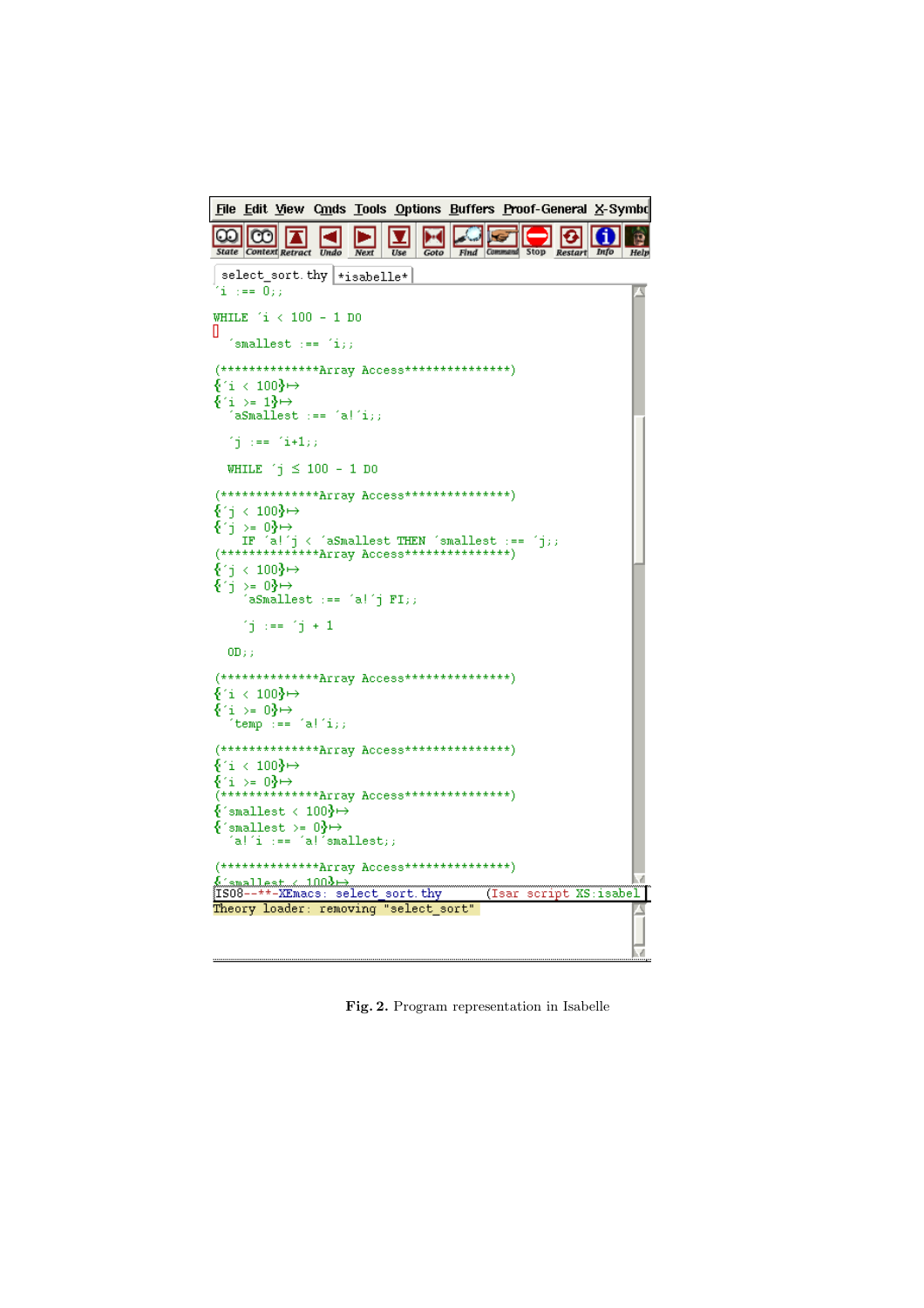File Edit View Cmds Tools Options Buffers Proof-General X-Symbo

State Context Retract Undo Next Use Goto Find Command Stop Restart Info Help

select_sort.thy *isabelle*

```
´i :== 0;;

WHILE ´i < 100 - 1 DO

  ´smallest :== ´i;;

(***************Array Access***************)
{´i < 100}↦
{´i >= 1}↦
  ´aSmallest :== ´a!´i;;

  ´j :== ´i+1;;

  WHILE ´j ≤ 100 - 1 DO

(***************Array Access***************)
{´j < 100}↦
{´j >= 0}↦
    IF ´a!´j < ´aSmallest THEN ´smallest :== ´j;;
(***************Array Access***************)
{´j < 100}↦
{´j >= 0}↦
    ´aSmallest :== ´a!´j FI;;

    ´j :== ´j + 1

  OD;;

(***************Array Access***************)
{´i < 100}↦
{´i >= 0}↦
  ´temp :== ´a!´i;;

(***************Array Access***************)
{´i < 100}↦
{´i >= 0}↦
(***************Array Access***************)
{´smallest < 100}↦
{´smallest >= 0}↦
  ´a!´i :== ´a!´smallest;;

(***************Array Access***************)
{´smallest < 100}↦
```

ISO8--**-XEmacs: select_sort.thy (Isar script XS:isabel

Theory loader: removing "select_sort"

**Fig. 2.** Program representation in Isabelle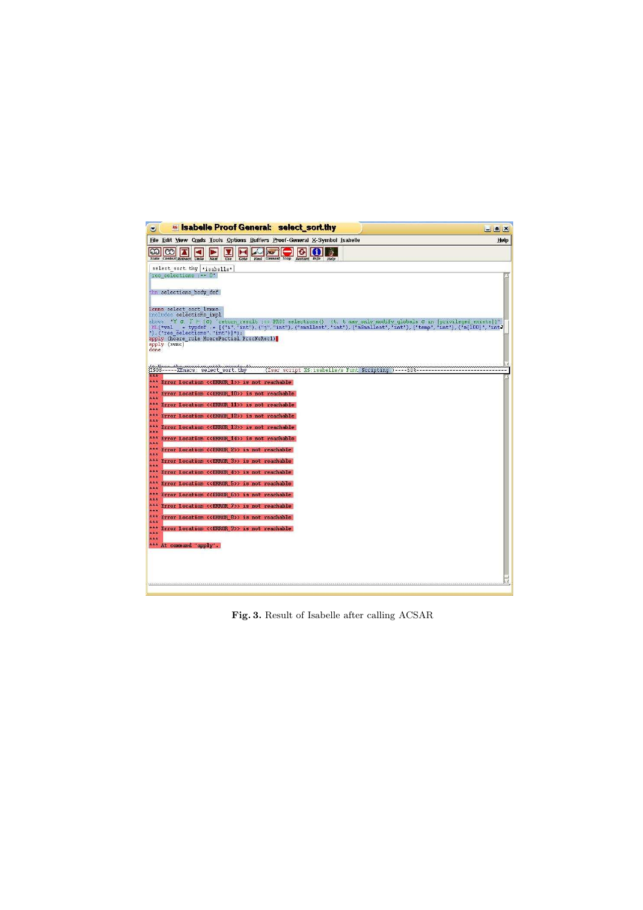Fig. 3. Result of Isabelle after calling ACSAR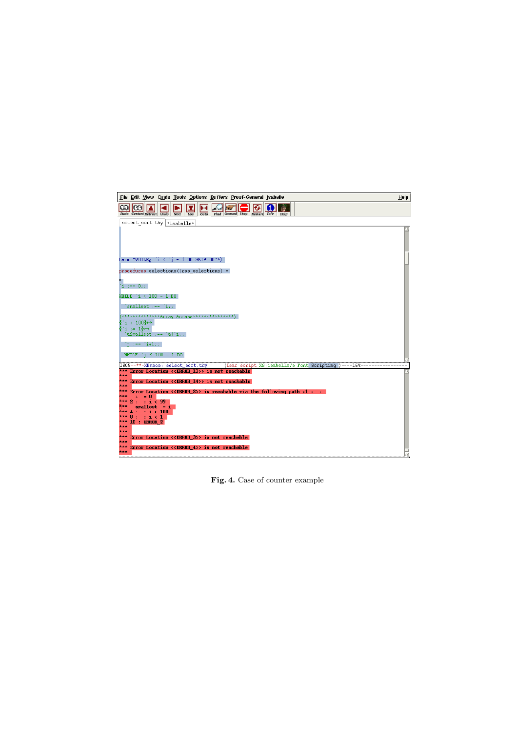**Fig. 4.** Case of counter example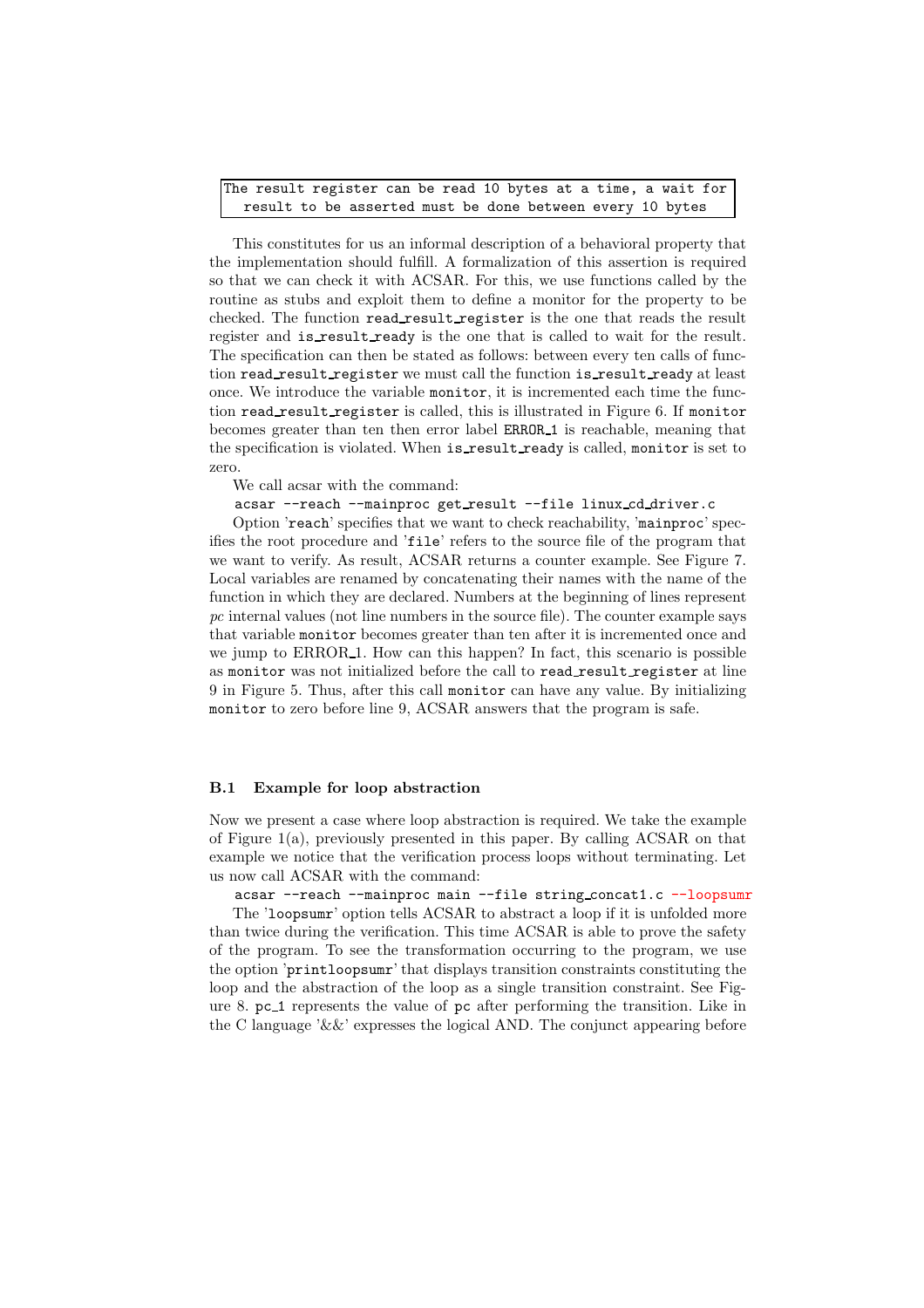```
The result register can be read 10 bytes at a time, a wait for
   result to be asserted must be done between every 10 bytes
```

This constitutes for us an informal description of a behavioral property that the implementation should fulfill. A formalization of this assertion is required so that we can check it with ACSAR. For this, we use functions called by the routine as stubs and exploit them to define a monitor for the property to be checked. The function `read_result_register` is the one that reads the result register and `is_result_ready` is the one that is called to wait for the result. The specification can then be stated as follows: between every ten calls of function `read_result_register` we must call the function `is_result_ready` at least once. We introduce the variable `monitor`, it is incremented each time the function `read_result_register` is called, this is illustrated in Figure 6. If `monitor` becomes greater than ten then error label `ERROR_1` is reachable, meaning that the specification is violated. When `is_result_ready` is called, `monitor` is set to zero.

We call acsar with the command:

```
acsar --reach --mainproc get_result --file linux_cd_driver.c
```

Option '`reach`' specifies that we want to check reachability, '`mainproc`' specifies the root procedure and '`file`' refers to the source file of the program that we want to verify. As result, ACSAR returns a counter example. See Figure 7. Local variables are renamed by concatenating their names with the name of the function in which they are declared. Numbers at the beginning of lines represent *pc* internal values (not line numbers in the source file). The counter example says that variable `monitor` becomes greater than ten after it is incremented once and we jump to ERROR_1. How can this happen? In fact, this scenario is possible as `monitor` was not initialized before the call to `read_result_register` at line 9 in Figure 5. Thus, after this call `monitor` can have any value. By initializing `monitor` to zero before line 9, ACSAR answers that the program is safe.

### B.1 Example for loop abstraction

Now we present a case where loop abstraction is required. We take the example of Figure 1(a), previously presented in this paper. By calling ACSAR on that example we notice that the verification process loops without terminating. Let us now call ACSAR with the command:

```
acsar --reach --mainproc main --file string_concat1.c --loopsumr
```

The '`loopsumr`' option tells ACSAR to abstract a loop if it is unfolded more than twice during the verification. This time ACSAR is able to prove the safety of the program. To see the transformation occurring to the program, we use the option '`printloopsumr`' that displays transition constraints constituting the loop and the abstraction of the loop as a single transition constraint. See Figure 8. `pc_1` represents the value of `pc` after performing the transition. Like in the C language '&&' expresses the logical AND. The conjunct appearing before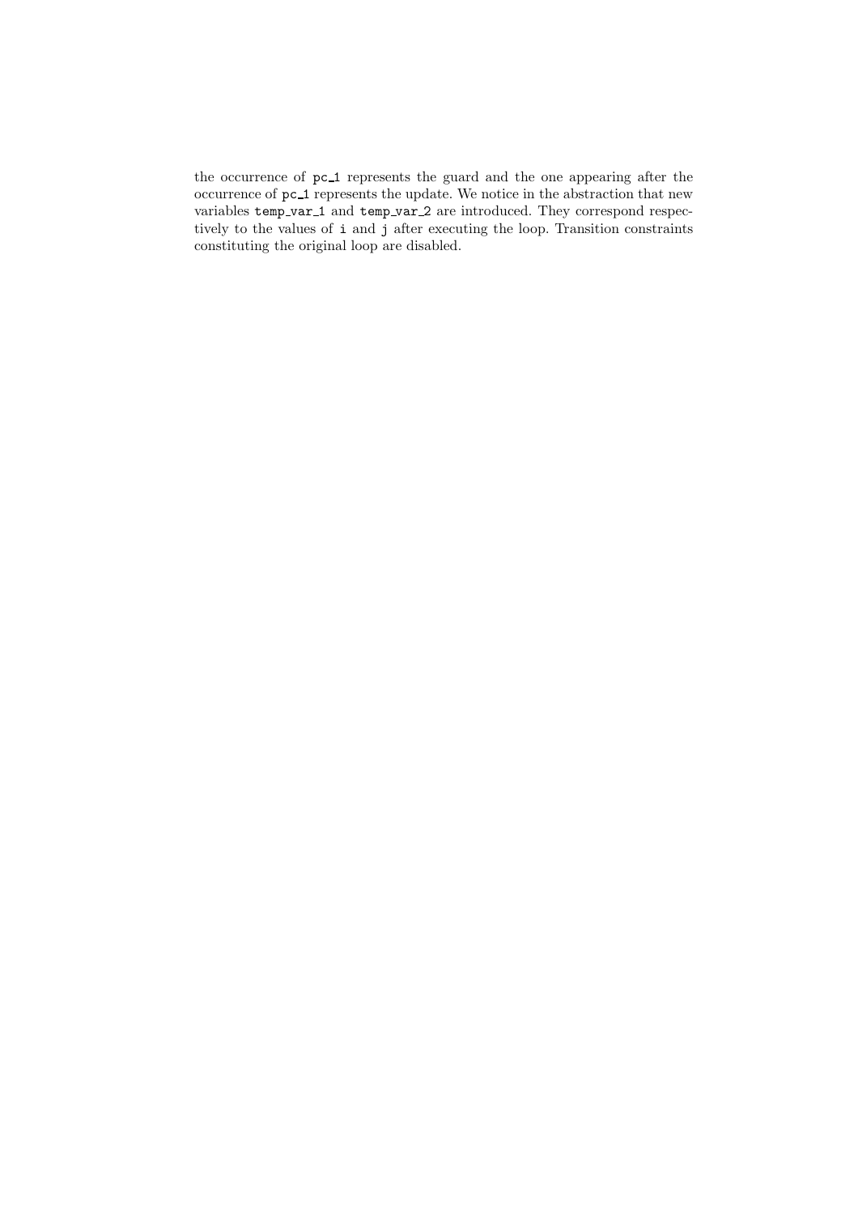the occurrence of `pc_1` represents the guard and the one appearing after the occurrence of `pc_1` represents the update. We notice in the abstraction that new variables `temp_var_1` and `temp_var_2` are introduced. They correspond respectively to the values of `i` and `j` after executing the loop. Transition constraints constituting the original loop are disabled.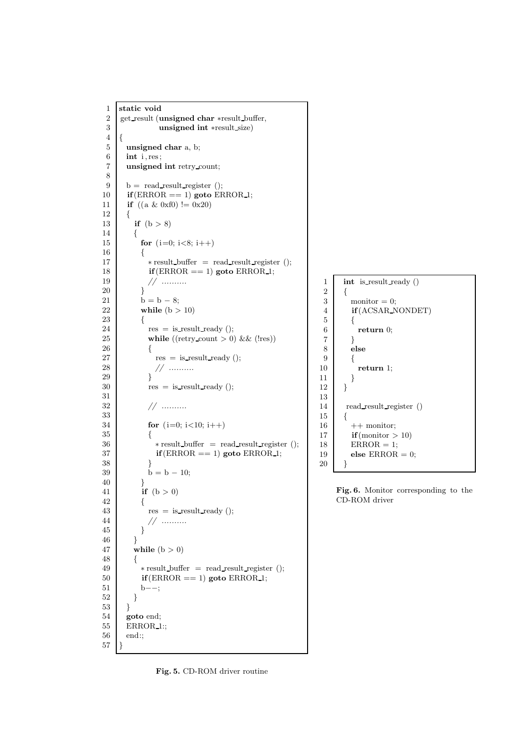```c
1  static void
2  get_result (unsigned char *result_buffer,
3              unsigned int *result_size)
4  {
5    unsigned char a, b;
6    int i, res;
7    unsigned int retry_count;
8
9    b = read_result_register ();
10   if(ERROR == 1) goto ERROR_1;
11   if ((a & 0xf0) != 0x20)
12   {
13     if (b > 8)
14     {
15       for (i=0; i<8; i++)
16       {
17         *result_buffer = read_result_register ();
18         if(ERROR == 1) goto ERROR_1;
19         // ..........
20       }
21       b = b − 8;
22       while (b > 10)
23       {
24         res = is_result_ready ();
25         while ((retry_count > 0) && (!res))
26         {
27           res = is_result_ready ();
28           // ..........
29         }
30         res = is_result_ready ();
31
32         // ..........
33
34         for (i=0; i<10; i++)
35         {
36           *result_buffer = read_result_register ();
37           if(ERROR == 1) goto ERROR_1;
38         }
39         b = b − 10;
40       }
41       if (b > 0)
42       {
43         res = is_result_ready ();
44         // ..........
45       }
46     }
47     while (b > 0)
48     {
49       *result_buffer = read_result_register ();
50       if(ERROR == 1) goto ERROR_1;
51       b−−;
52     }
53   }
54   goto end;
55   ERROR_1:;
56   end:;
57 }
```

**Fig. 5.** CD-ROM driver routine

```c
1  int is_result_ready ()
2  {
3    monitor = 0;
4    if(ACSAR_NONDET)
5    {
6      return 0;
7    }
8    else
9    {
10     return 1;
11   }
12 }
13
14 read_result_register ()
15 {
16   ++ monitor;
17   if(monitor > 10)
18   ERROR = 1;
19   else ERROR = 0;
20 }
```

**Fig. 6.** Monitor corresponding to the CD-ROM driver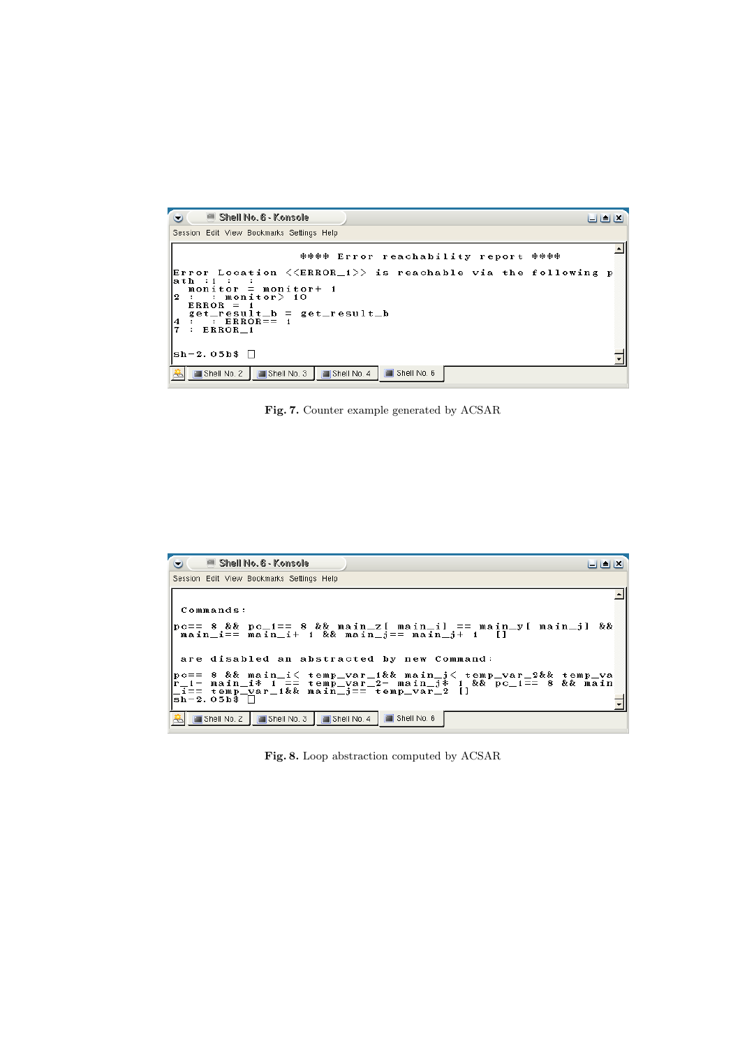```
Shell No. 6 - Konsole
Session Edit View Bookmarks Settings Help

                    **** Error reachability report ****

Error Location <<ERROR_1>> is reachable via the following p
ath :1 :   :
  monitor = monitor+ 1
2 :   : monitor> 10
  ERROR = 1
  get_result_b = get_result_b
4 :   : ERROR== 1
7 : ERROR_1


sh-2.05b$
```

**Fig. 7.** Counter example generated by ACSAR

```
Shell No. 6 - Konsole
Session Edit View Bookmarks Settings Help

 Commands:

pc== 8 && pc_1== 8 && main_z[ main_i] == main_y[ main_j] &&
 main_i== main_i+ 1 && main_j== main_j+ 1  []


 are disabled an abstracted by new Command:

pc== 8 && main_i< temp_var_1&& main_j< temp_var_2&& temp_va
r_1- main_i* 1 == temp_var_2- main_j* 1 && pc_1== 8 && main
_i== temp_var_1&& main_j== temp_var_2 []
sh-2.05b$
```

**Fig. 8.** Loop abstraction computed by ACSAR